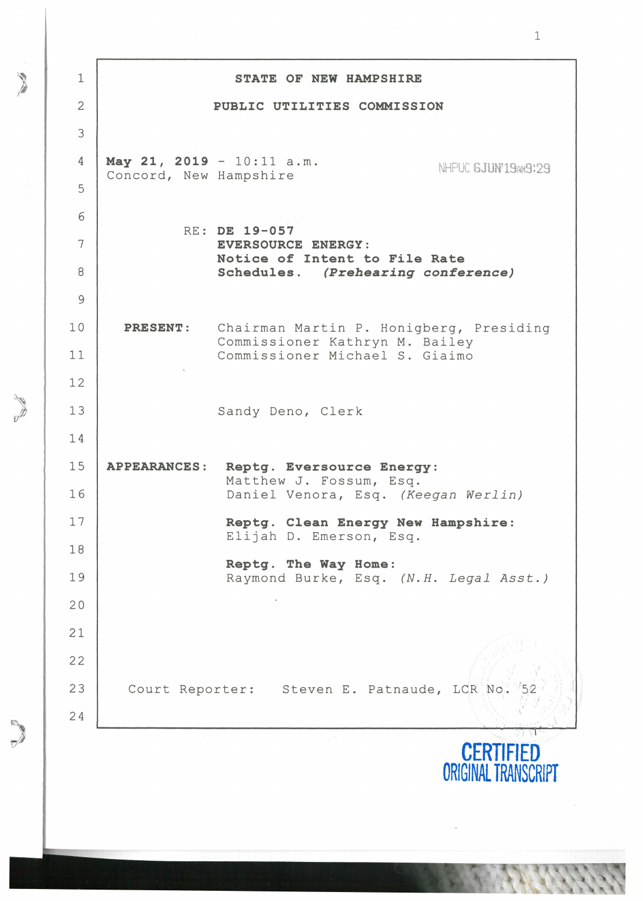**STATE OF NEW HAMPSHIRE**

**PUBLIC UTILITIES COMMISSION**

**May 21, 2019** - 10:11 a.m.
Concord, New Hampshire

NHPUC 6JUN'19AM9:29

RE: **DE 19-057**
**EVERSOURCE ENERGY:**
**Notice of Intent to File Rate Schedules.** ***(Prehearing conference)***

**PRESENT:** Chairman Martin P. Honigberg, Presiding
Commissioner Kathryn M. Bailey
Commissioner Michael S. Giaimo

Sandy Deno, Clerk

**APPEARANCES:** **Reptg. Eversource Energy:**
Matthew J. Fossum, Esq.
Daniel Venora, Esq. *(Keegan Werlin)*

**Reptg. Clean Energy New Hampshire:**
Elijah D. Emerson, Esq.

**Reptg. The Way Home:**
Raymond Burke, Esq. *(N.H. Legal Asst.)*

Court Reporter: Steven E. Patnaude, LCR No. 52

CERTIFIED ORIGINAL TRANSCRIPT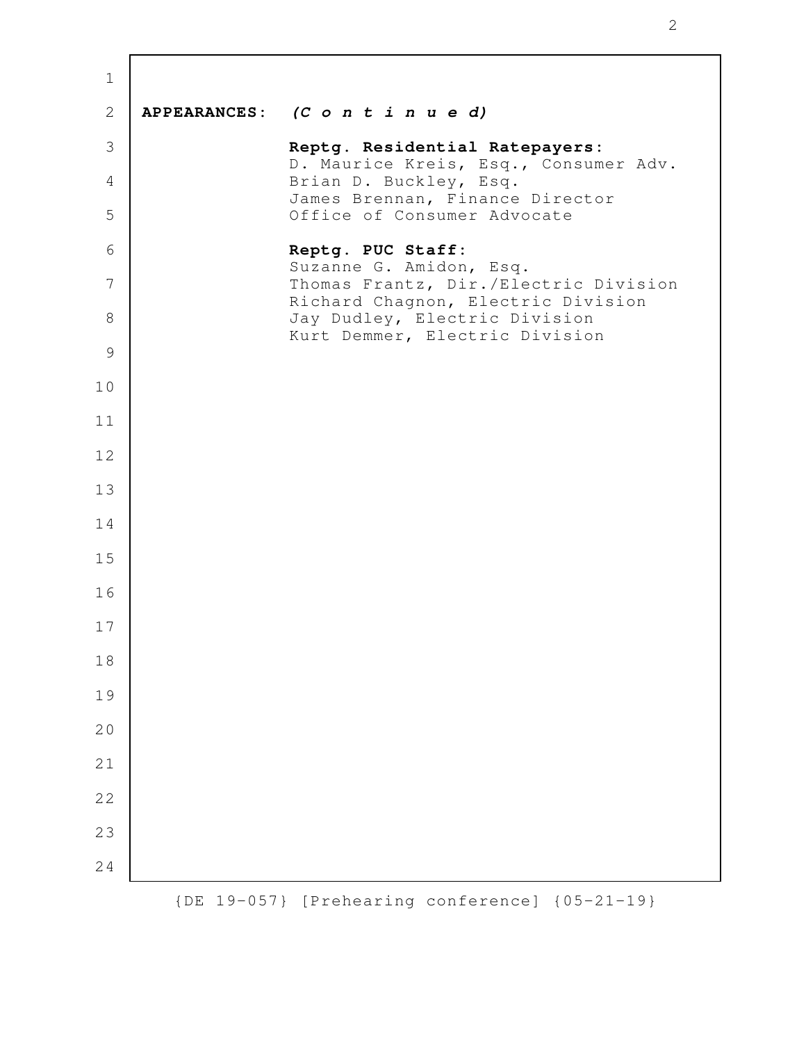**APPEARANCES:** ***(C o n t i n u e d)***

**Reptg. Residential Ratepayers:**
D. Maurice Kreis, Esq., Consumer Adv.
Brian D. Buckley, Esq.
James Brennan, Finance Director
Office of Consumer Advocate

**Reptg. PUC Staff:**
Suzanne G. Amidon, Esq.
Thomas Frantz, Dir./Electric Division
Richard Chagnon, Electric Division
Jay Dudley, Electric Division
Kurt Demmer, Electric Division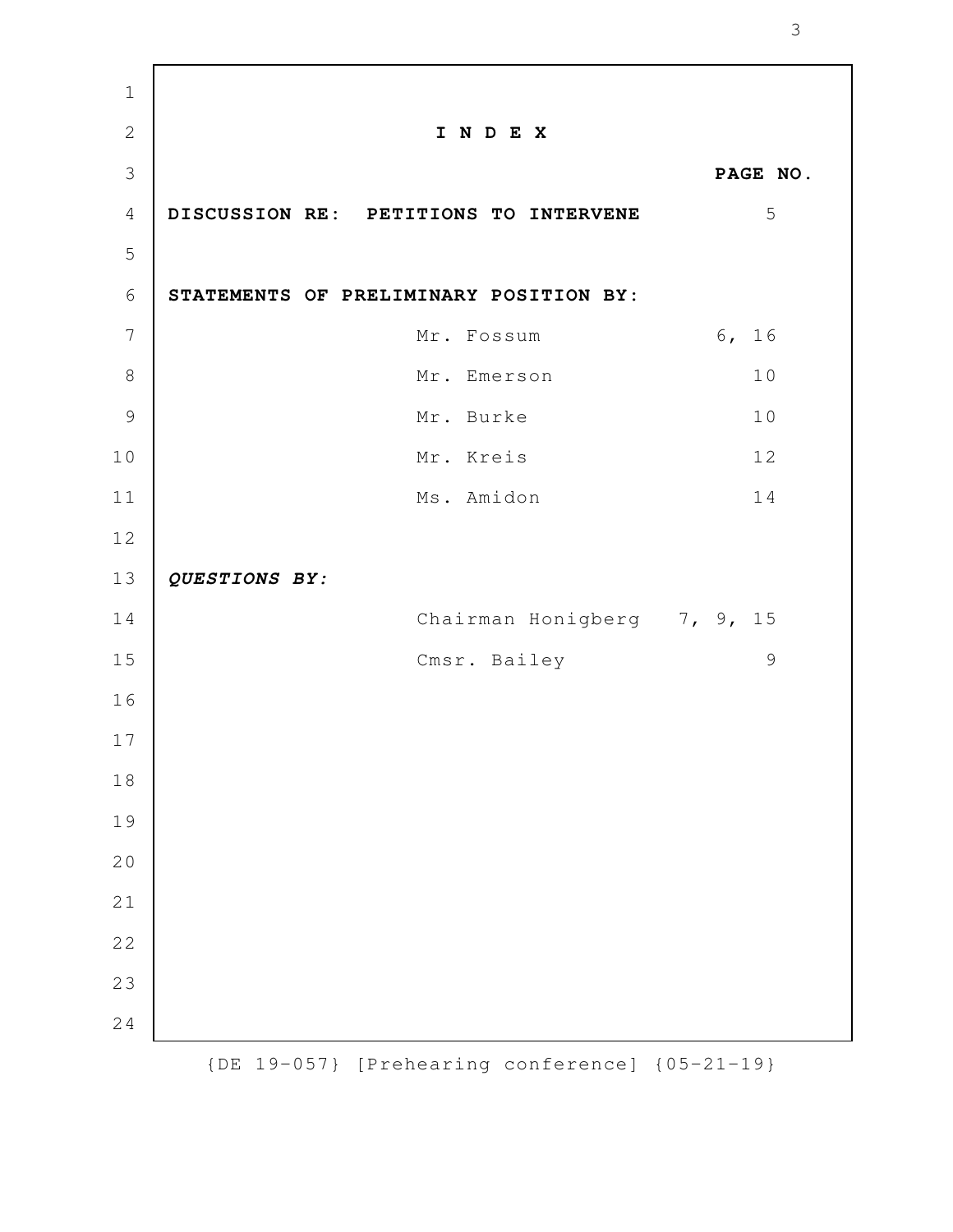# I N D E X

| | | PAGE NO. |
|---|---|---|
| **DISCUSSION RE: PETITIONS TO INTERVENE** | | 5 |
| **STATEMENTS OF PRELIMINARY POSITION BY:** | | |
| | Mr. Fossum | 6, 16 |
| | Mr. Emerson | 10 |
| | Mr. Burke | 10 |
| | Mr. Kreis | 12 |
| | Ms. Amidon | 14 |
| ***QUESTIONS BY:*** | | |
| | Chairman Honigberg | 7, 9, 15 |
| | Cmsr. Bailey | 9 |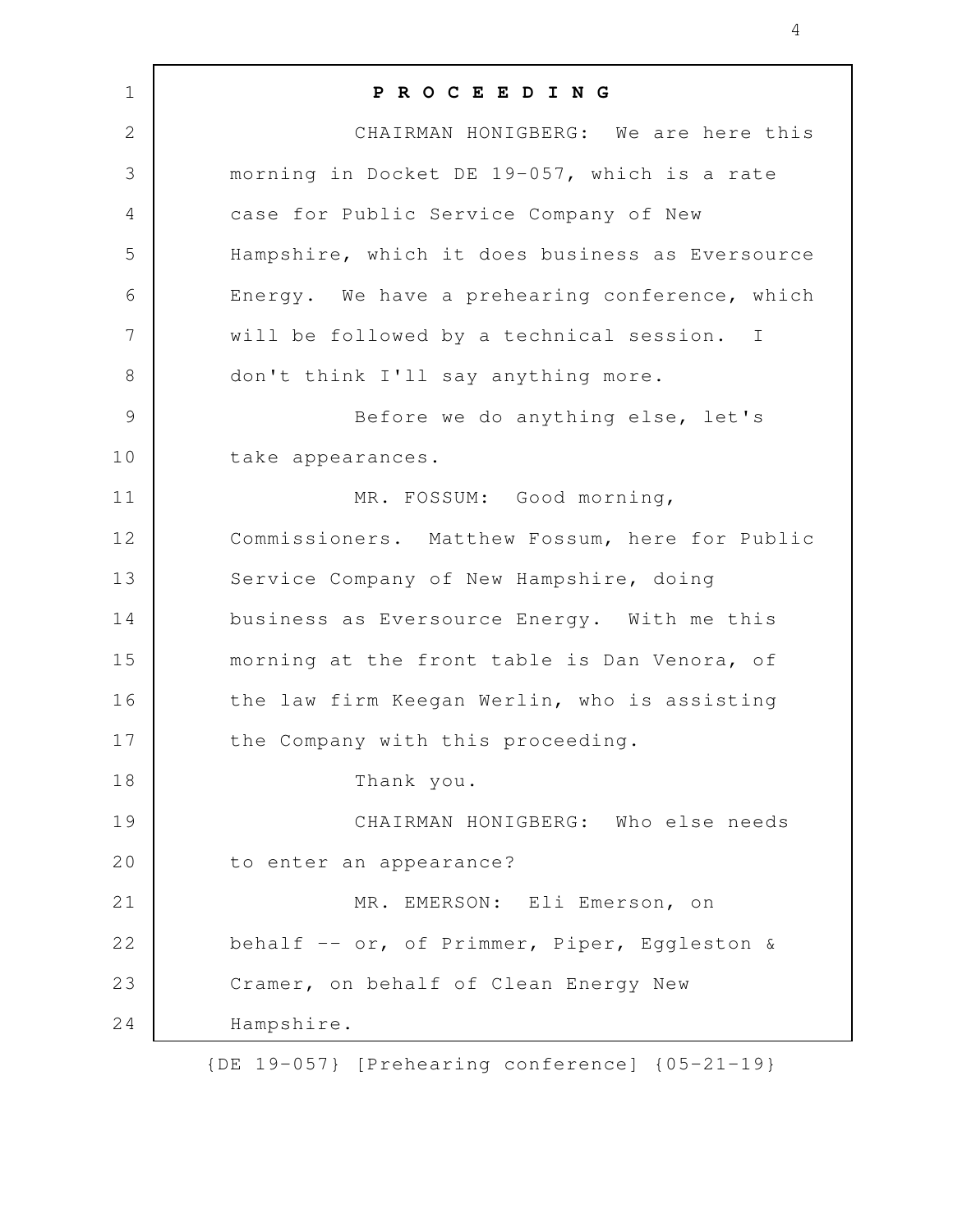**P R O C E E D I N G**

CHAIRMAN HONIGBERG: We are here this morning in Docket DE 19-057, which is a rate case for Public Service Company of New Hampshire, which it does business as Eversource Energy. We have a prehearing conference, which will be followed by a technical session. I don't think I'll say anything more.

Before we do anything else, let's take appearances.

MR. FOSSUM: Good morning, Commissioners. Matthew Fossum, here for Public Service Company of New Hampshire, doing business as Eversource Energy. With me this morning at the front table is Dan Venora, of the law firm Keegan Werlin, who is assisting the Company with this proceeding.

Thank you.

CHAIRMAN HONIGBERG: Who else needs to enter an appearance?

MR. EMERSON: Eli Emerson, on behalf -- or, of Primmer, Piper, Eggleston & Cramer, on behalf of Clean Energy New Hampshire.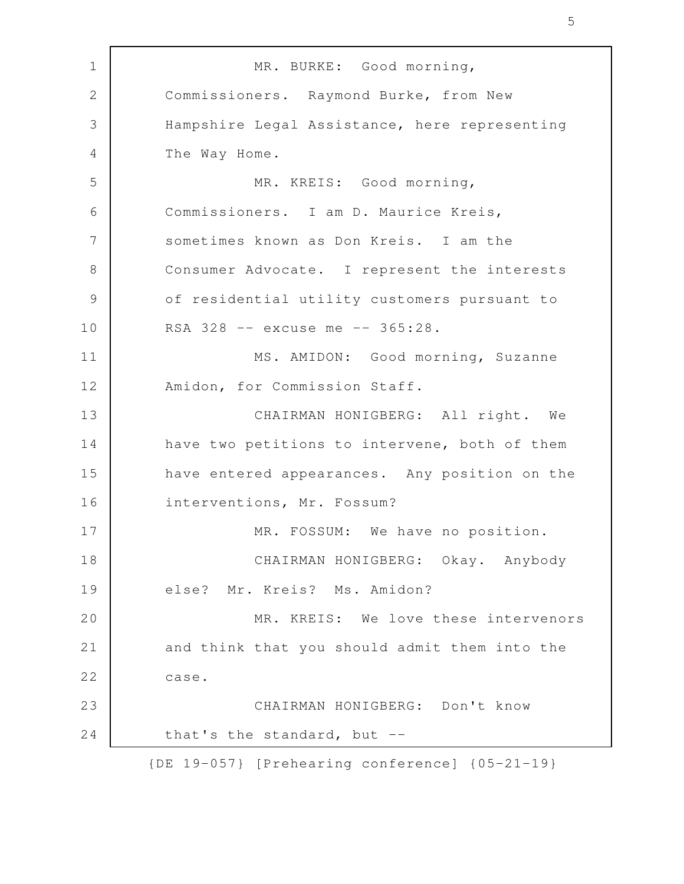MR. BURKE: Good morning, Commissioners. Raymond Burke, from New Hampshire Legal Assistance, here representing The Way Home.

MR. KREIS: Good morning, Commissioners. I am D. Maurice Kreis, sometimes known as Don Kreis. I am the Consumer Advocate. I represent the interests of residential utility customers pursuant to RSA 328 -- excuse me -- 365:28.

MS. AMIDON: Good morning, Suzanne Amidon, for Commission Staff.

CHAIRMAN HONIGBERG: All right. We have two petitions to intervene, both of them have entered appearances. Any position on the interventions, Mr. Fossum?

MR. FOSSUM: We have no position.

CHAIRMAN HONIGBERG: Okay. Anybody else? Mr. Kreis? Ms. Amidon?

MR. KREIS: We love these intervenors and think that you should admit them into the case.

CHAIRMAN HONIGBERG: Don't know that's the standard, but --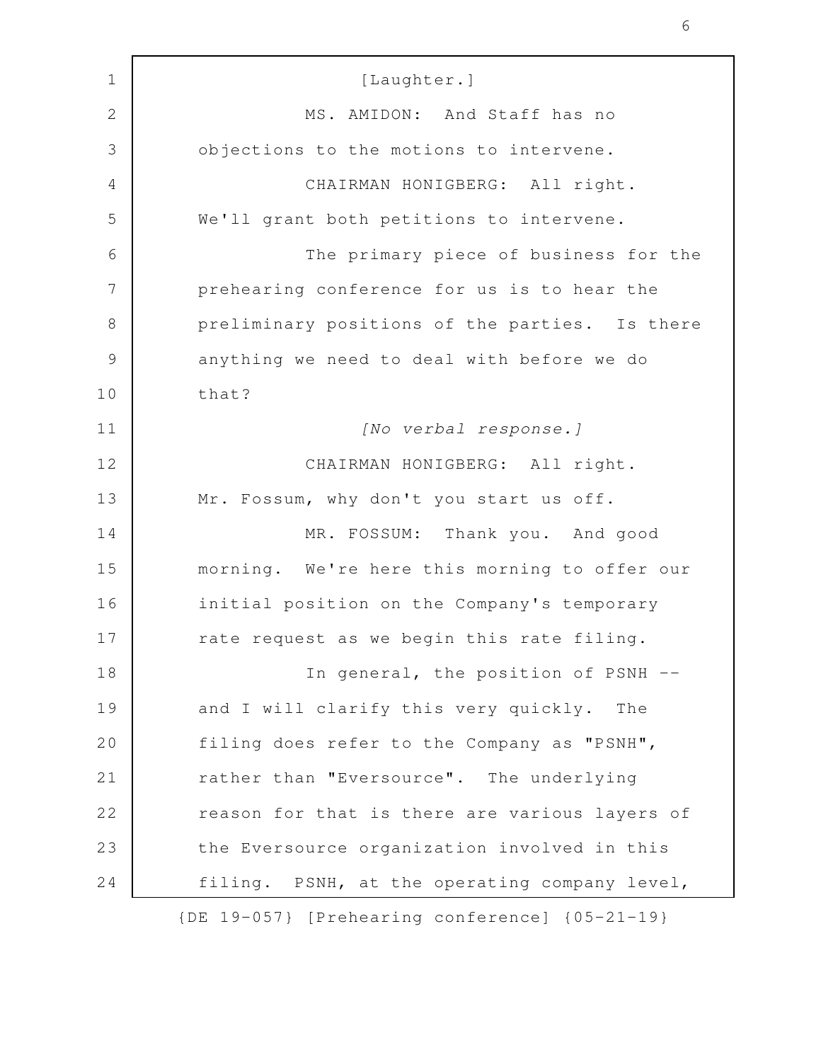[Laughter.]

MS. AMIDON: And Staff has no objections to the motions to intervene.

CHAIRMAN HONIGBERG: All right. We'll grant both petitions to intervene.

The primary piece of business for the prehearing conference for us is to hear the preliminary positions of the parties. Is there anything we need to deal with before we do that?

*[No verbal response.]*

CHAIRMAN HONIGBERG: All right. Mr. Fossum, why don't you start us off.

MR. FOSSUM: Thank you. And good morning. We're here this morning to offer our initial position on the Company's temporary rate request as we begin this rate filing.

In general, the position of PSNH -- and I will clarify this very quickly. The filing does refer to the Company as "PSNH", rather than "Eversource". The underlying reason for that is there are various layers of the Eversource organization involved in this filing. PSNH, at the operating company level,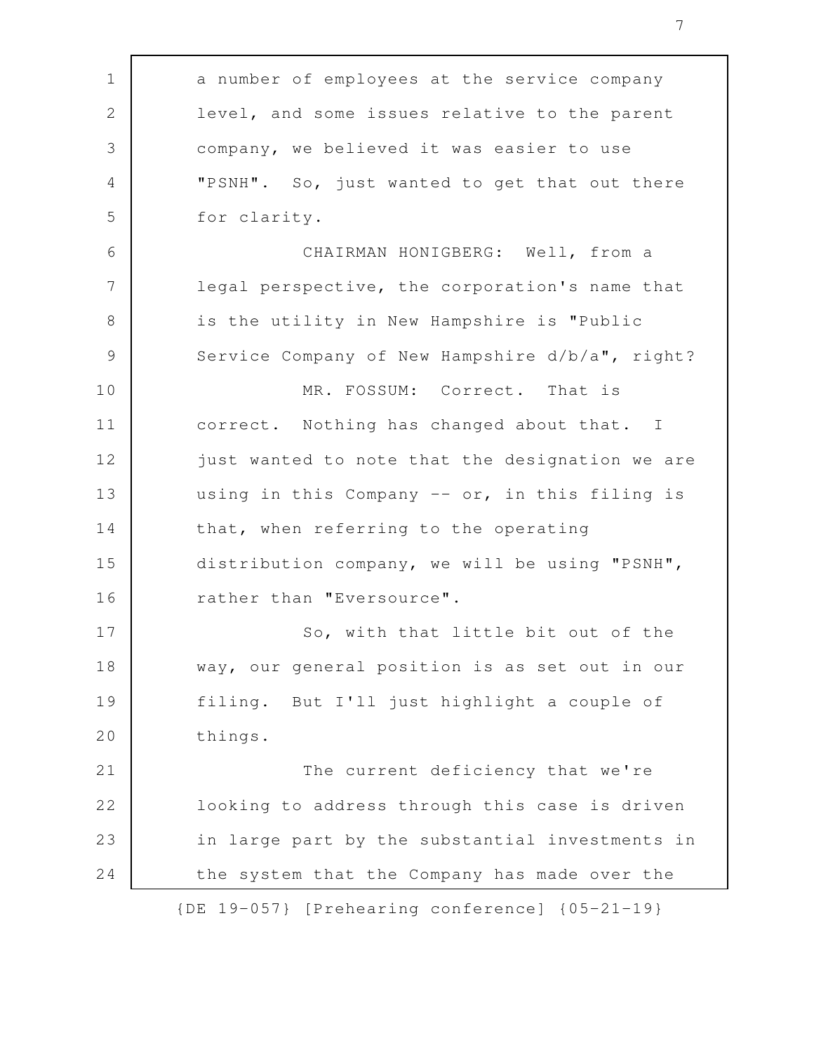a number of employees at the service company level, and some issues relative to the parent company, we believed it was easier to use "PSNH". So, just wanted to get that out there for clarity.

CHAIRMAN HONIGBERG: Well, from a legal perspective, the corporation's name that is the utility in New Hampshire is "Public Service Company of New Hampshire d/b/a", right?

MR. FOSSUM: Correct. That is correct. Nothing has changed about that. I just wanted to note that the designation we are using in this Company -- or, in this filing is that, when referring to the operating distribution company, we will be using "PSNH", rather than "Eversource".

So, with that little bit out of the way, our general position is as set out in our filing. But I'll just highlight a couple of things.

The current deficiency that we're looking to address through this case is driven in large part by the substantial investments in the system that the Company has made over the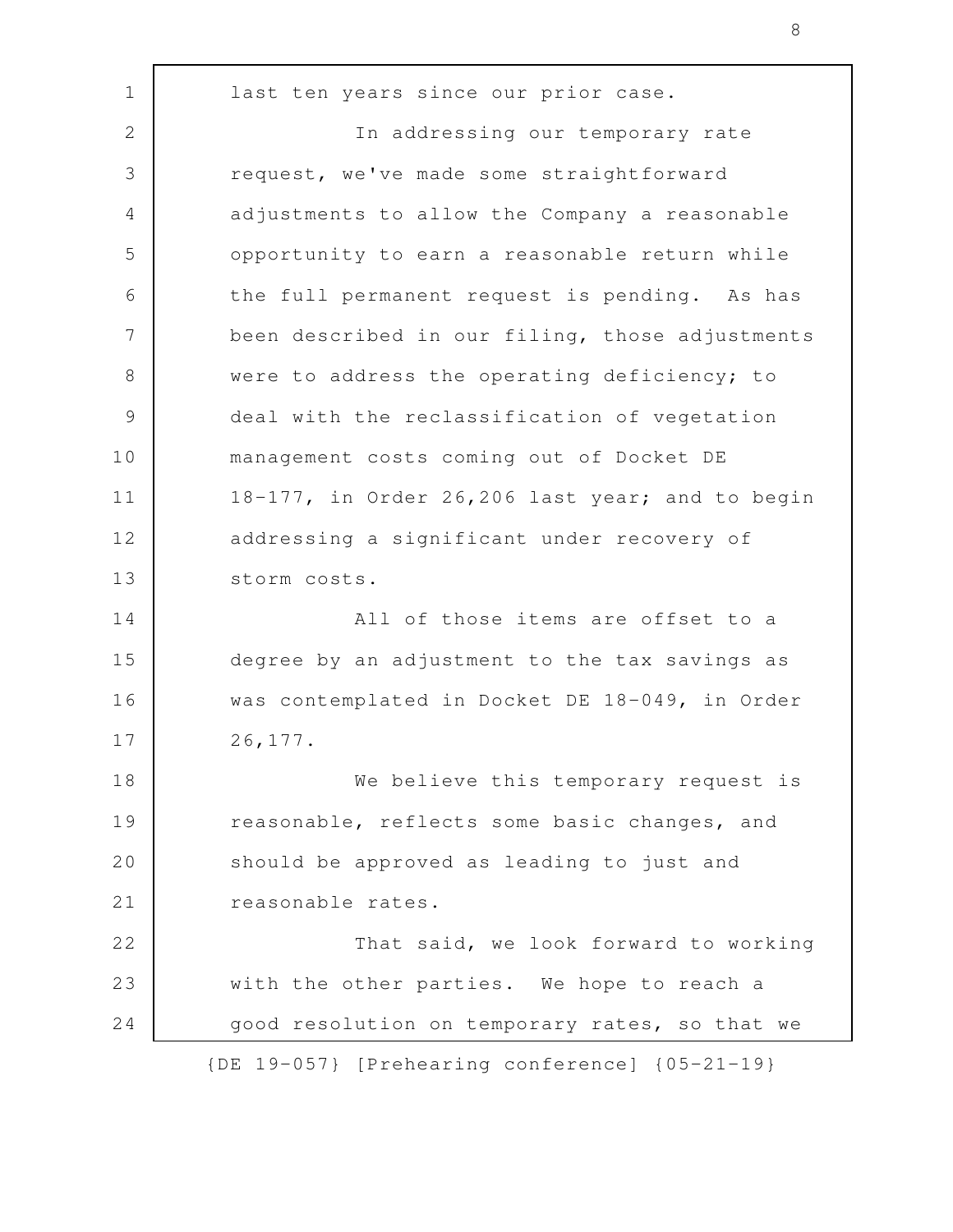last ten years since our prior case.

In addressing our temporary rate request, we've made some straightforward adjustments to allow the Company a reasonable opportunity to earn a reasonable return while the full permanent request is pending. As has been described in our filing, those adjustments were to address the operating deficiency; to deal with the reclassification of vegetation management costs coming out of Docket DE 18-177, in Order 26,206 last year; and to begin addressing a significant under recovery of storm costs.

All of those items are offset to a degree by an adjustment to the tax savings as was contemplated in Docket DE 18-049, in Order 26,177.

We believe this temporary request is reasonable, reflects some basic changes, and should be approved as leading to just and reasonable rates.

That said, we look forward to working with the other parties. We hope to reach a good resolution on temporary rates, so that we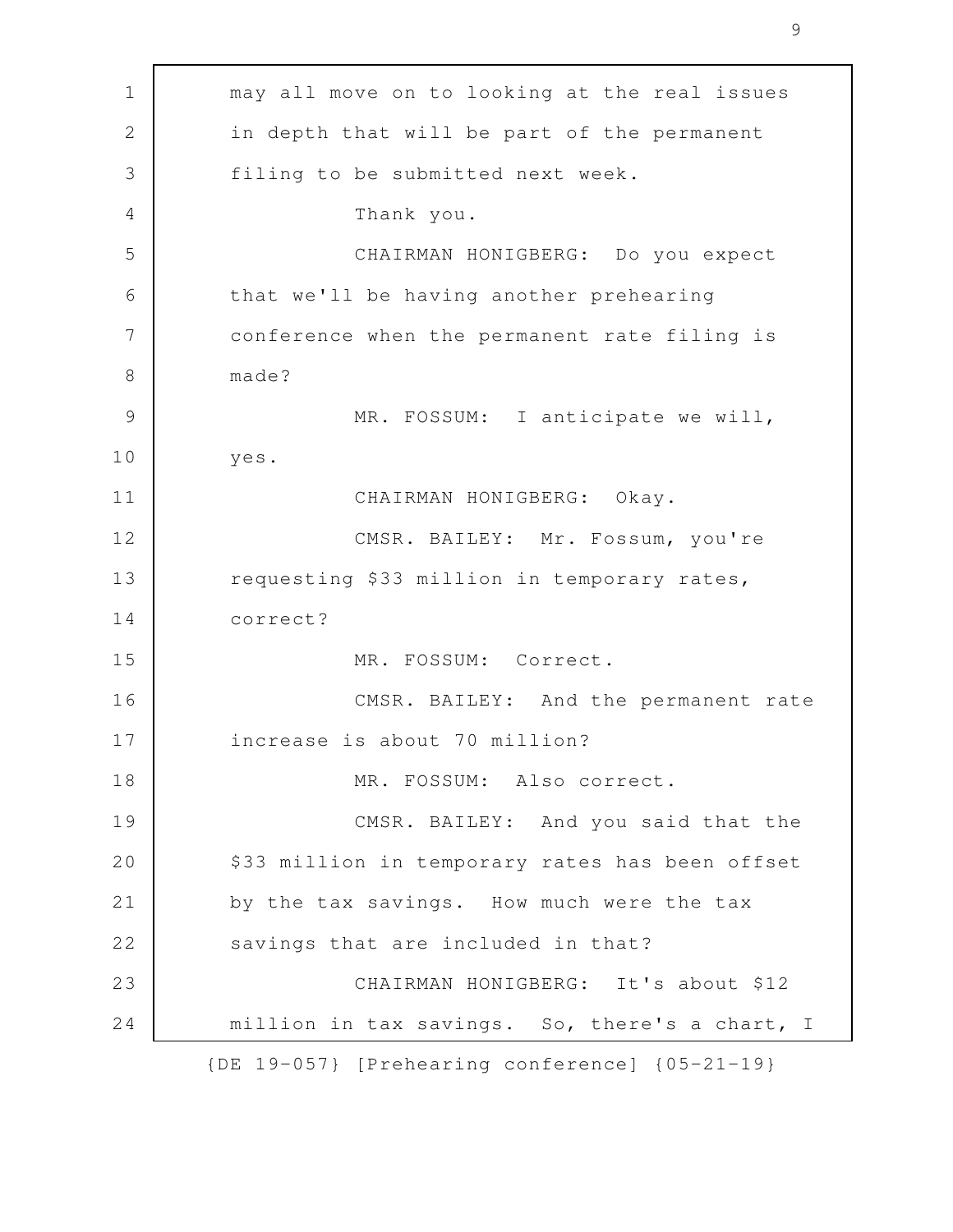may all move on to looking at the real issues in depth that will be part of the permanent filing to be submitted next week.

Thank you.

CHAIRMAN HONIGBERG: Do you expect that we'll be having another prehearing conference when the permanent rate filing is made?

MR. FOSSUM: I anticipate we will, yes.

CHAIRMAN HONIGBERG: Okay.

CMSR. BAILEY: Mr. Fossum, you're requesting $33 million in temporary rates, correct?

MR. FOSSUM: Correct.

CMSR. BAILEY: And the permanent rate increase is about 70 million?

MR. FOSSUM: Also correct.

CMSR. BAILEY: And you said that the $33 million in temporary rates has been offset by the tax savings. How much were the tax savings that are included in that?

CHAIRMAN HONIGBERG: It's about $12 million in tax savings. So, there's a chart, I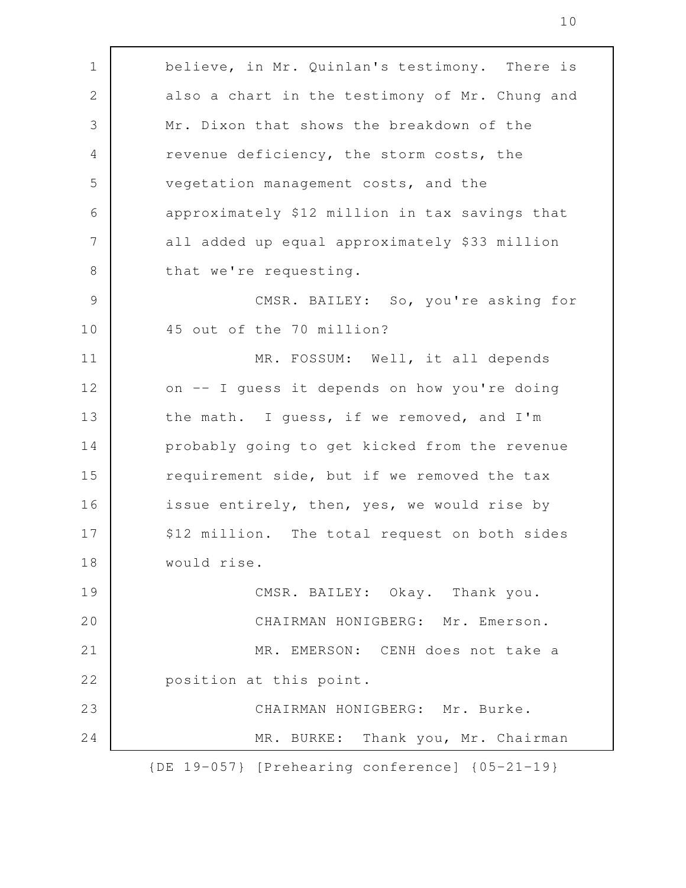believe, in Mr. Quinlan's testimony. There is also a chart in the testimony of Mr. Chung and Mr. Dixon that shows the breakdown of the revenue deficiency, the storm costs, the vegetation management costs, and the approximately $12 million in tax savings that all added up equal approximately $33 million that we're requesting.

CMSR. BAILEY: So, you're asking for 45 out of the 70 million?

MR. FOSSUM: Well, it all depends on -- I guess it depends on how you're doing the math. I guess, if we removed, and I'm probably going to get kicked from the revenue requirement side, but if we removed the tax issue entirely, then, yes, we would rise by $12 million. The total request on both sides would rise.

CMSR. BAILEY: Okay. Thank you.

CHAIRMAN HONIGBERG: Mr. Emerson.

MR. EMERSON: CENH does not take a position at this point.

CHAIRMAN HONIGBERG: Mr. Burke.

MR. BURKE: Thank you, Mr. Chairman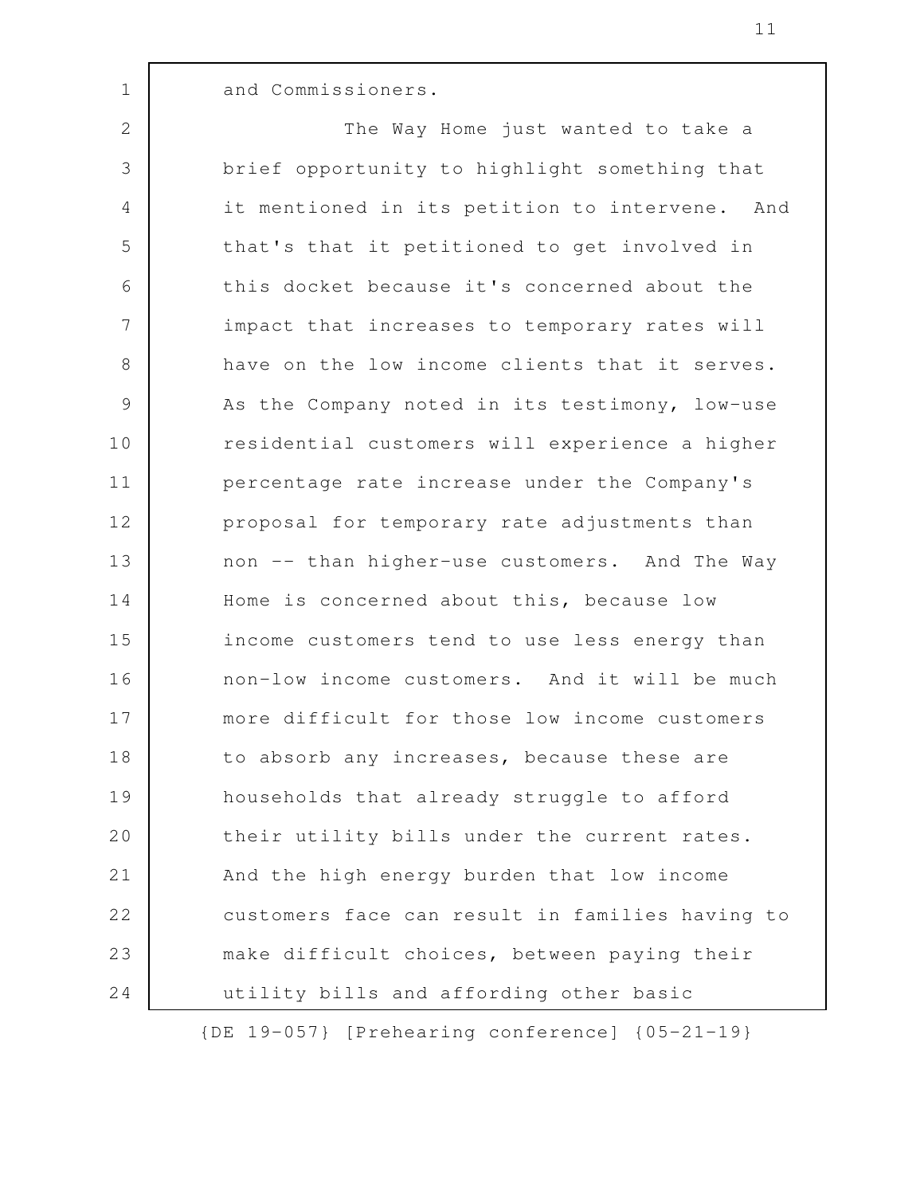and Commissioners.

The Way Home just wanted to take a brief opportunity to highlight something that it mentioned in its petition to intervene. And that's that it petitioned to get involved in this docket because it's concerned about the impact that increases to temporary rates will have on the low income clients that it serves. As the Company noted in its testimony, low-use residential customers will experience a higher percentage rate increase under the Company's proposal for temporary rate adjustments than non -- than higher-use customers. And The Way Home is concerned about this, because low income customers tend to use less energy than non-low income customers. And it will be much more difficult for those low income customers to absorb any increases, because these are households that already struggle to afford their utility bills under the current rates. And the high energy burden that low income customers face can result in families having to make difficult choices, between paying their utility bills and affording other basic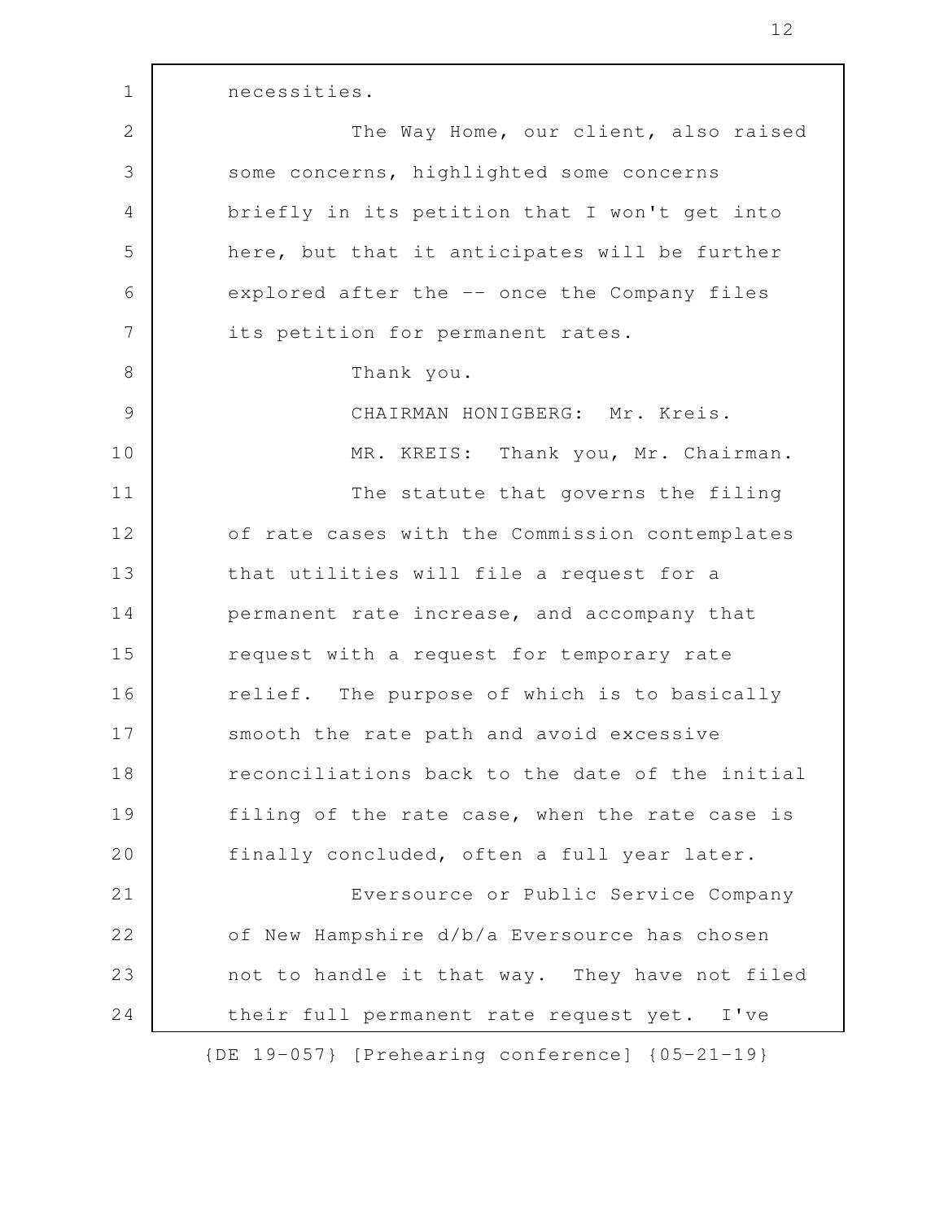necessities.

The Way Home, our client, also raised some concerns, highlighted some concerns briefly in its petition that I won't get into here, but that it anticipates will be further explored after the -- once the Company files its petition for permanent rates.

Thank you.

CHAIRMAN HONIGBERG: Mr. Kreis.

MR. KREIS: Thank you, Mr. Chairman.

The statute that governs the filing of rate cases with the Commission contemplates that utilities will file a request for a permanent rate increase, and accompany that request with a request for temporary rate relief. The purpose of which is to basically smooth the rate path and avoid excessive reconciliations back to the date of the initial filing of the rate case, when the rate case is finally concluded, often a full year later.

Eversource or Public Service Company of New Hampshire d/b/a Eversource has chosen not to handle it that way. They have not filed their full permanent rate request yet. I've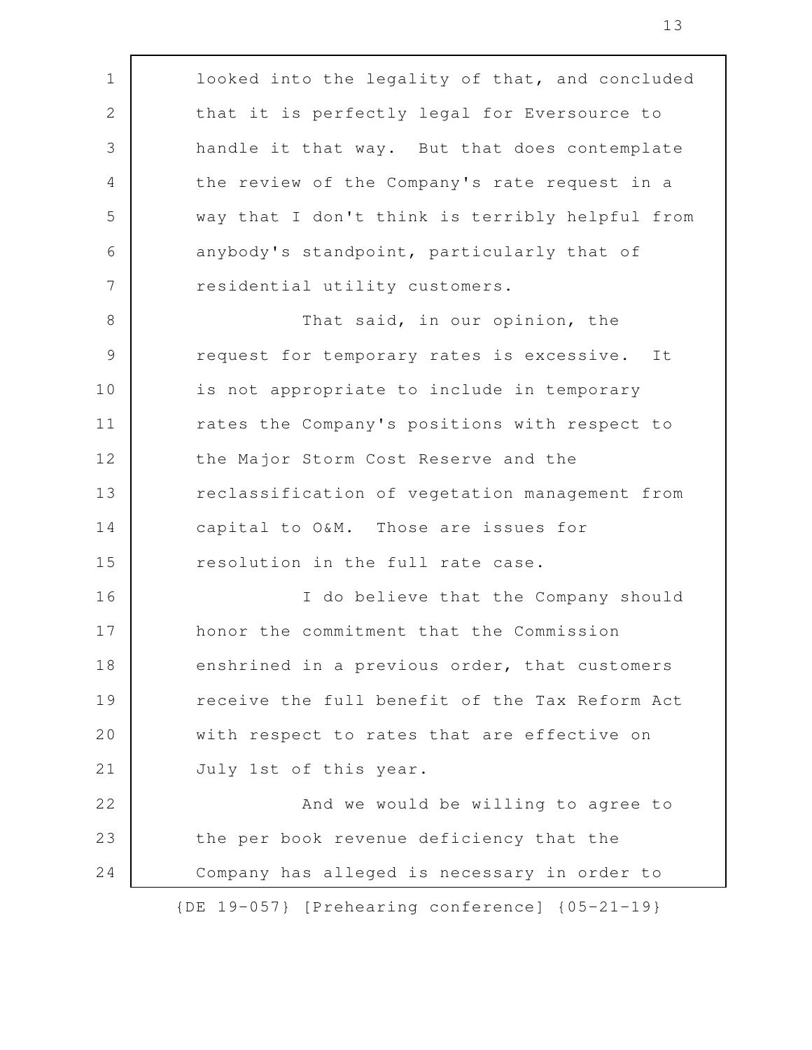looked into the legality of that, and concluded that it is perfectly legal for Eversource to handle it that way. But that does contemplate the review of the Company's rate request in a way that I don't think is terribly helpful from anybody's standpoint, particularly that of residential utility customers.

That said, in our opinion, the request for temporary rates is excessive. It is not appropriate to include in temporary rates the Company's positions with respect to the Major Storm Cost Reserve and the reclassification of vegetation management from capital to O&M. Those are issues for resolution in the full rate case.

I do believe that the Company should honor the commitment that the Commission enshrined in a previous order, that customers receive the full benefit of the Tax Reform Act with respect to rates that are effective on July 1st of this year.

And we would be willing to agree to the per book revenue deficiency that the Company has alleged is necessary in order to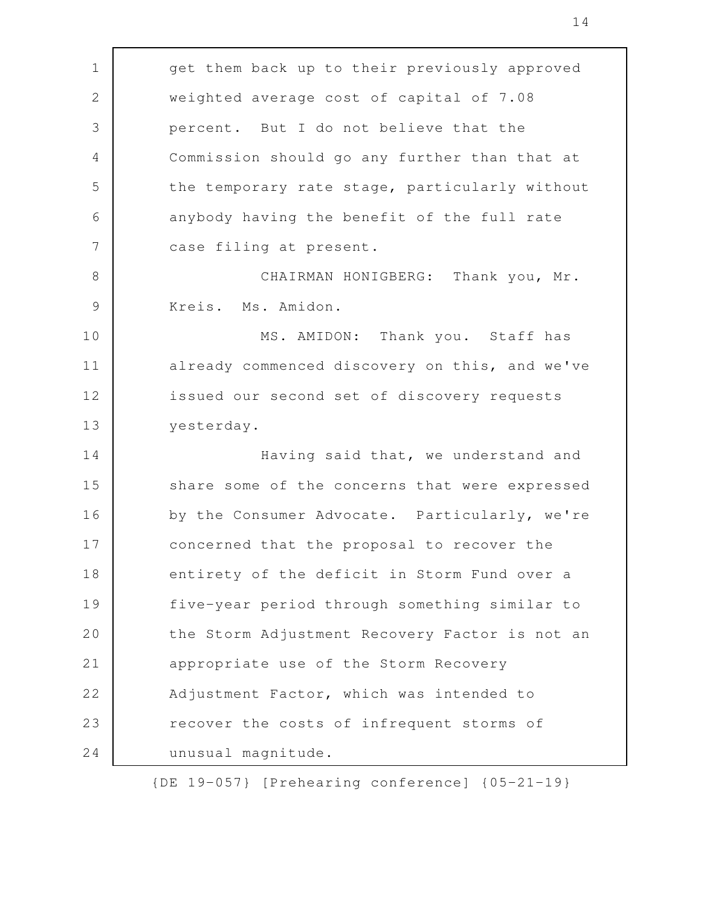get them back up to their previously approved weighted average cost of capital of 7.08 percent. But I do not believe that the Commission should go any further than that at the temporary rate stage, particularly without anybody having the benefit of the full rate case filing at present.

CHAIRMAN HONIGBERG: Thank you, Mr. Kreis. Ms. Amidon.

MS. AMIDON: Thank you. Staff has already commenced discovery on this, and we've issued our second set of discovery requests yesterday.

Having said that, we understand and share some of the concerns that were expressed by the Consumer Advocate. Particularly, we're concerned that the proposal to recover the entirety of the deficit in Storm Fund over a five-year period through something similar to the Storm Adjustment Recovery Factor is not an appropriate use of the Storm Recovery Adjustment Factor, which was intended to recover the costs of infrequent storms of unusual magnitude.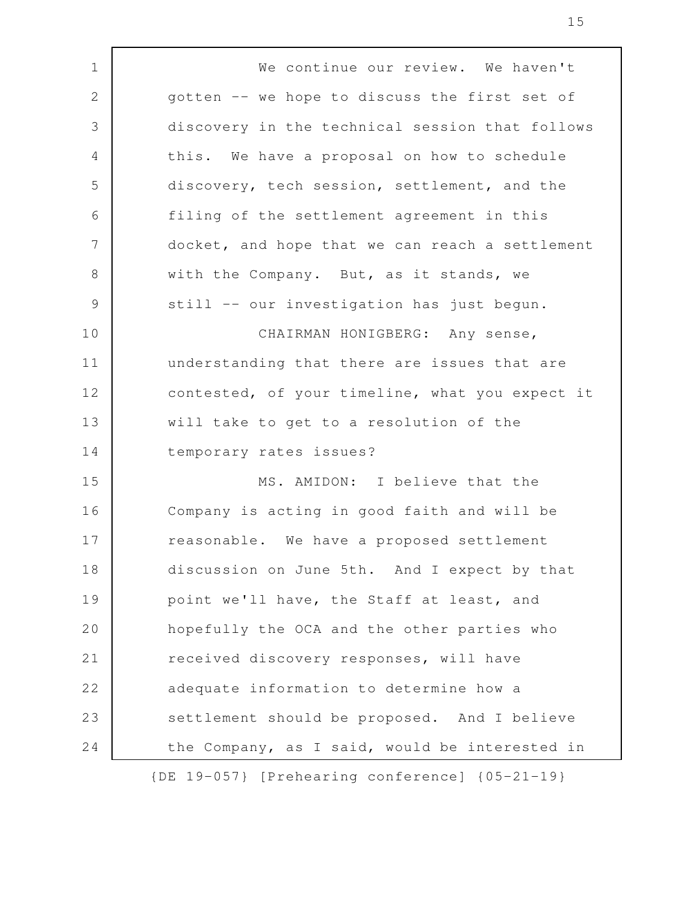We continue our review. We haven't gotten -- we hope to discuss the first set of discovery in the technical session that follows this. We have a proposal on how to schedule discovery, tech session, settlement, and the filing of the settlement agreement in this docket, and hope that we can reach a settlement with the Company. But, as it stands, we still -- our investigation has just begun.

CHAIRMAN HONIGBERG: Any sense, understanding that there are issues that are contested, of your timeline, what you expect it will take to get to a resolution of the temporary rates issues?

MS. AMIDON: I believe that the Company is acting in good faith and will be reasonable. We have a proposed settlement discussion on June 5th. And I expect by that point we'll have, the Staff at least, and hopefully the OCA and the other parties who received discovery responses, will have adequate information to determine how a settlement should be proposed. And I believe the Company, as I said, would be interested in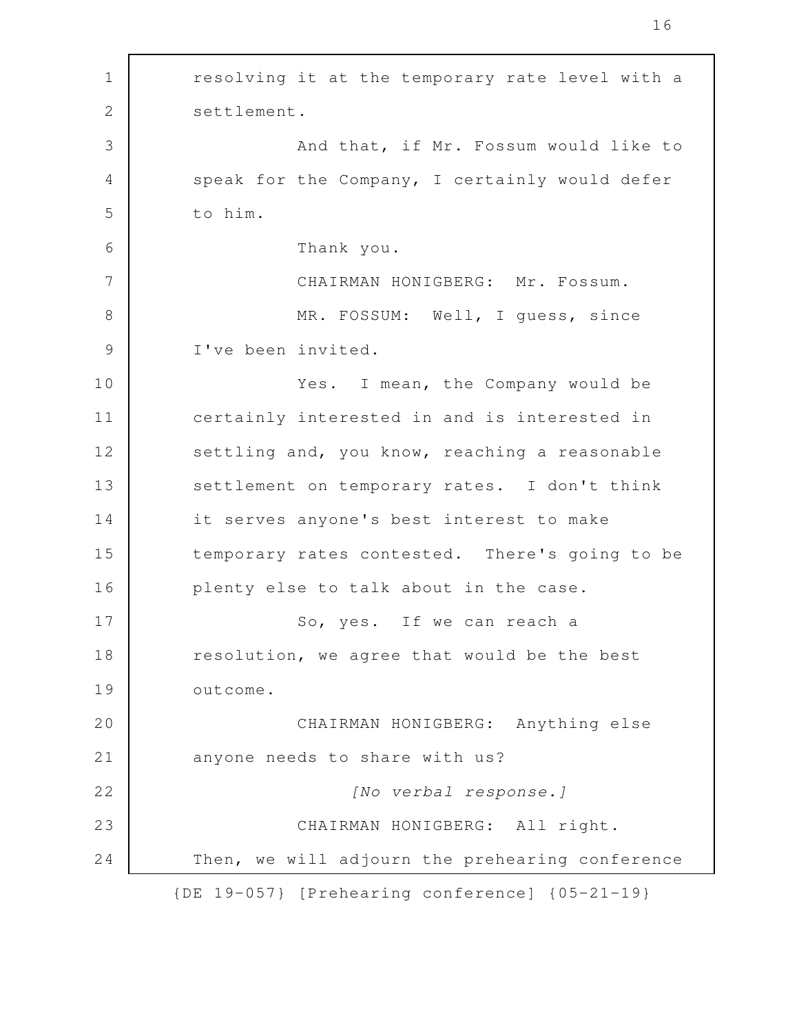resolving it at the temporary rate level with a settlement.

And that, if Mr. Fossum would like to speak for the Company, I certainly would defer to him.

Thank you.

CHAIRMAN HONIGBERG: Mr. Fossum.

MR. FOSSUM: Well, I guess, since I've been invited.

Yes. I mean, the Company would be certainly interested in and is interested in settling and, you know, reaching a reasonable settlement on temporary rates. I don't think it serves anyone's best interest to make temporary rates contested. There's going to be plenty else to talk about in the case.

So, yes. If we can reach a resolution, we agree that would be the best outcome.

CHAIRMAN HONIGBERG: Anything else anyone needs to share with us?

*[No verbal response.]*

CHAIRMAN HONIGBERG: All right. Then, we will adjourn the prehearing conference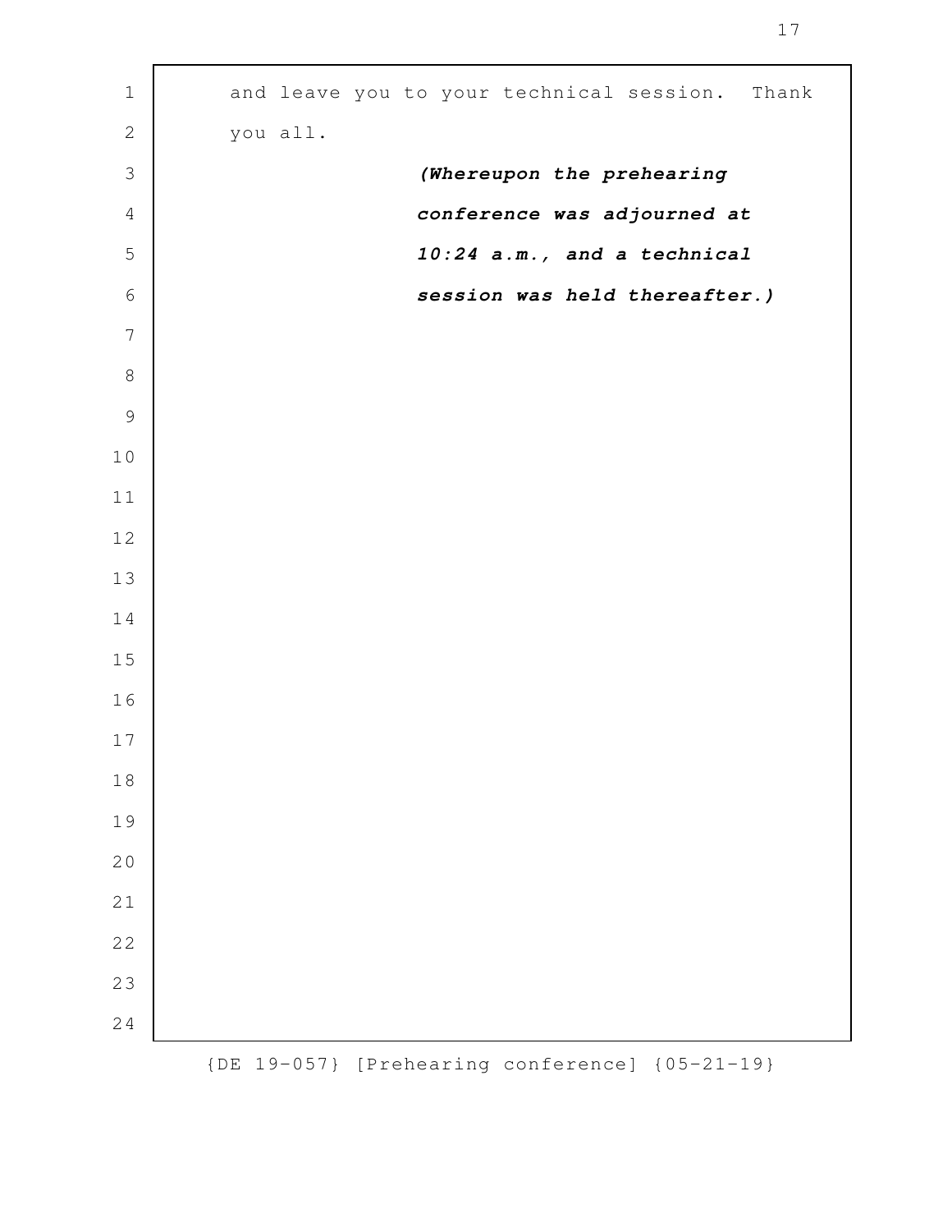and leave you to your technical session. Thank you all.

***(Whereupon the prehearing conference was adjourned at 10:24 a.m., and a technical session was held thereafter.)***